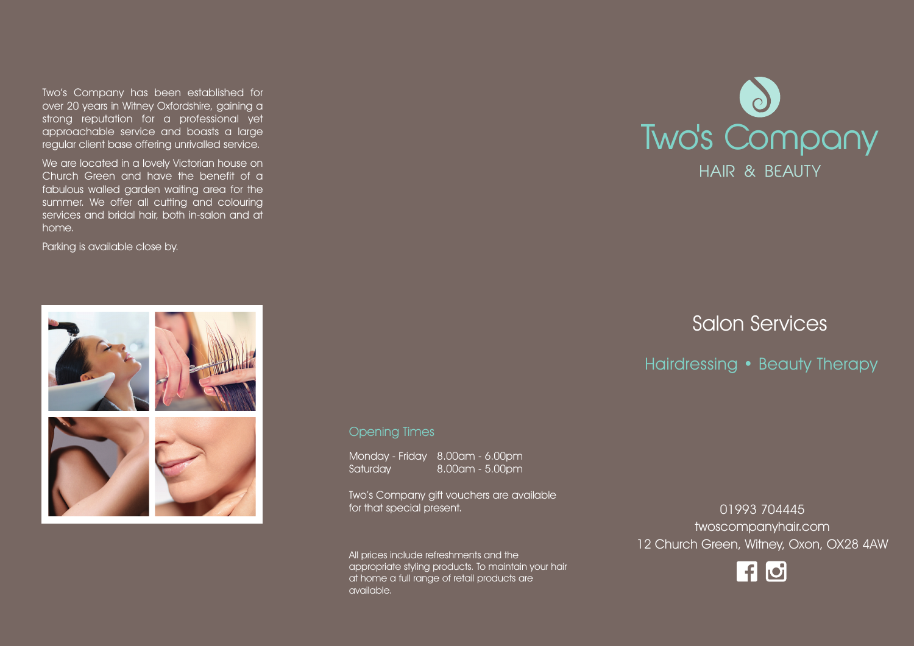Two's Company has been established for over 20 years in Witney Oxfordshire, gaining a strong reputation for a professional yet approachable service and boasts a large regular client base offering unrivalled service.

We are located in a lovely Victorian house on Church Green and have the benefit of a fabulous walled garden waiting area for the summer. We offer all cutting and colouring services and bridal hair, both in-salon and at home.

Parking is available close by.

## Opening Times

| | |
|---|---|
| Monday - Friday | 8.00am - 6.00pm |
| Saturday | 8.00am - 5.00pm |

Two's Company gift vouchers are available for that special present.

All prices include refreshments and the appropriate styling products. To maintain your hair at home a full range of retail products are available.

# Two's Company

HAIR & BEAUTY

## Salon Services

Hairdressing • Beauty Therapy

01993 704445
twoscompanyhair.com
12 Church Green, Witney, Oxon, OX28 4AW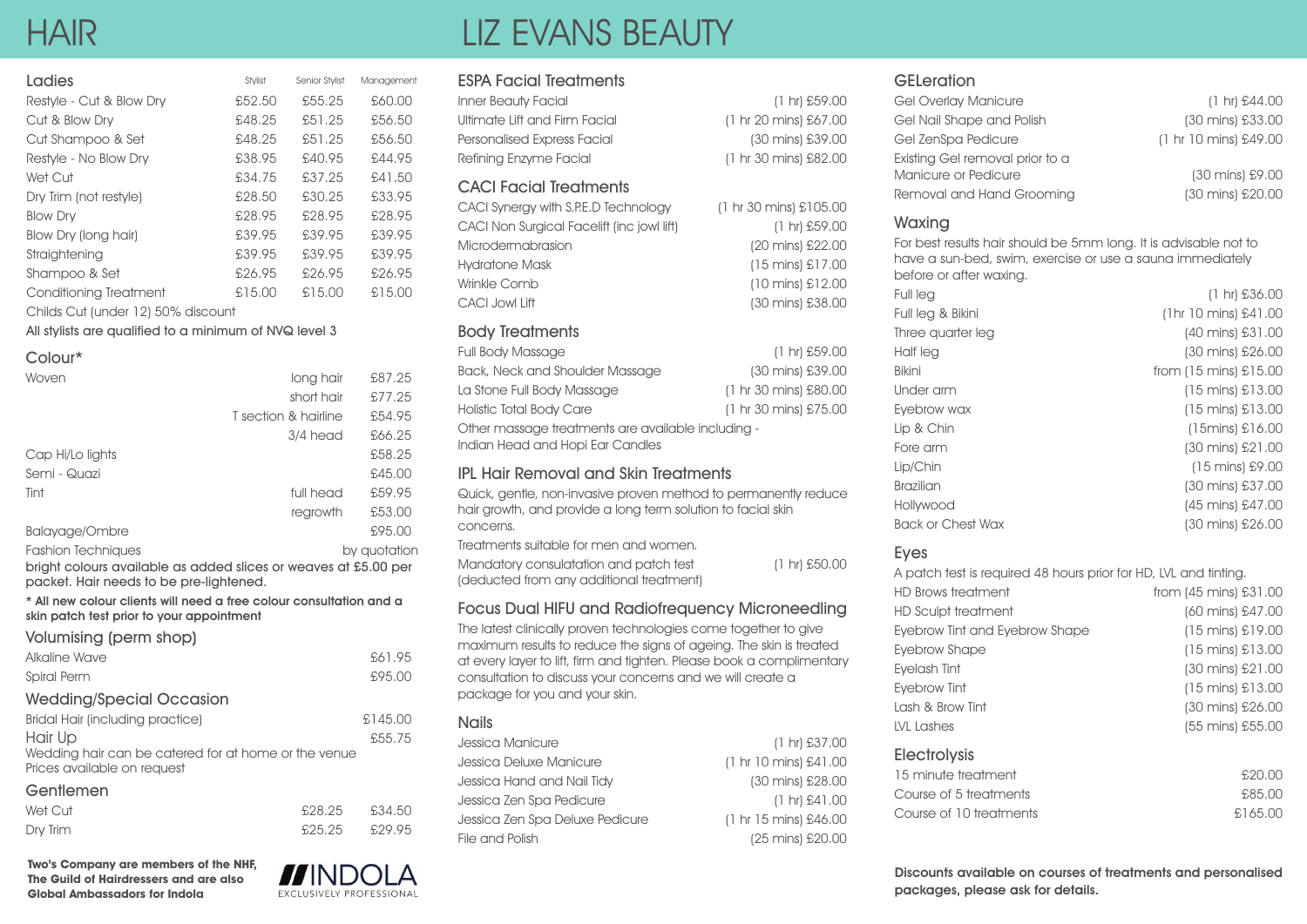# HAIR

## Ladies

| | Stylist | Senior Stylist | Management |
|---|---|---|---|
| Restyle - Cut & Blow Dry | £52.50 | £55.25 | £60.00 |
| Cut & Blow Dry | £48.25 | £51.25 | £56.50 |
| Cut Shampoo & Set | £48.25 | £51.25 | £56.50 |
| Restyle - No Blow Dry | £38.95 | £40.95 | £44.95 |
| Wet Cut | £34.75 | £37.25 | £41.50 |
| Dry Trim (not restyle) | £28.50 | £30.25 | £33.95 |
| Blow Dry | £28.95 | £28.95 | £28.95 |
| Blow Dry (long hair) | £39.95 | £39.95 | £39.95 |
| Straightening | £39.95 | £39.95 | £39.95 |
| Shampoo & Set | £26.95 | £26.95 | £26.95 |
| Conditioning Treatment | £15.00 | £15.00 | £15.00 |

Childs Cut (under 12) 50% discount

All stylists are qualified to a minimum of NVQ level 3

## Colour*

| | | |
|---|---|---|
| Woven | long hair | £87.25 |
| | short hair | £77.25 |
| | T section & hairline | £54.95 |
| | 3/4 head | £66.25 |
| Cap Hi/Lo lights | | £58.25 |
| Semi - Quazi | | £45.00 |
| Tint | full head | £59.95 |
| | regrowth | £53.00 |
| Balayage/Ombre | | £95.00 |
| Fashion Techniques | | by quotation |

**bright colours available as added slices or weaves at £5.00 per packet. Hair needs to be pre-lightened.**

**\* All new colour clients will need a free colour consultation and a skin patch test prior to your appointment**

## Volumising (perm shop)

| | |
|---|---|
| Alkaline Wave | £61.95 |
| Spiral Perm | £95.00 |

## Wedding/Special Occasion

| | |
|---|---|
| Bridal Hair (including practice) | £145.00 |
| Hair Up | £55.75 |

Wedding hair can be catered for at home or the venue
Prices available on request

## Gentlemen

| | | |
|---|---|---|
| Wet Cut | £28.25 | £34.50 |
| Dry Trim | £25.25 | £29.95 |

**Two's Company are members of the NHF, The Guild of Hairdressers and are also Global Ambassadors for Indola**

INDOLA EXCLUSIVELY PROFESSIONAL

# LIZ EVANS BEAUTY

## ESPA Facial Treatments

| | |
|---|---|
| Inner Beauty Facial | (1 hr) £59.00 |
| Ultimate Lift and Firm Facial | (1 hr 20 mins) £67.00 |
| Personalised Express Facial | (30 mins) £39.00 |
| Refining Enzyme Facial | (1 hr 30 mins) £82.00 |

## CACI Facial Treatments

| | |
|---|---|
| CACI Synergy with S.P.E.D Technology | (1 hr 30 mins) £105.00 |
| CACI Non Surgical Facelift (inc jowl lift) | (1 hr) £59.00 |
| Microdermabrasion | (20 mins) £22.00 |
| Hydratone Mask | (15 mins) £17.00 |
| Wrinkle Comb | (10 mins) £12.00 |
| CACI Jowl Lift | (30 mins) £38.00 |

## Body Treatments

| | |
|---|---|
| Full Body Massage | (1 hr) £59.00 |
| Back, Neck and Shoulder Massage | (30 mins) £39.00 |
| La Stone Full Body Massage | (1 hr 30 mins) £80.00 |
| Holistic Total Body Care | (1 hr 30 mins) £75.00 |

Other massage treatments are available including - Indian Head and Hopi Ear Candles

## IPL Hair Removal and Skin Treatments

Quick, gentle, non-invasive proven method to permanently reduce hair growth, and provide a long term solution to facial skin concerns.

Treatments suitable for men and women.

| | |
|---|---|
| Mandatory consulatation and patch test (deducted from any additional treatment) | (1 hr) £50.00 |

## Focus Dual HIFU and Radiofrequency Microneedling

The latest clinically proven technologies come together to give maximum results to reduce the signs of ageing. The skin is treated at every layer to lift, firm and tighten. Please book a complimentary consultation to discuss your concerns and we will create a package for you and your skin.

## Nails

| | |
|---|---|
| Jessica Manicure | (1 hr) £37.00 |
| Jessica Deluxe Manicure | (1 hr 10 mins) £41.00 |
| Jessica Hand and Nail Tidy | (30 mins) £28.00 |
| Jessica Zen Spa Pedicure | (1 hr) £41.00 |
| Jessica Zen Spa Deluxe Pedicure | (1 hr 15 mins) £46.00 |
| File and Polish | (25 mins) £20.00 |

## GELeration

| | |
|---|---|
| Gel Overlay Manicure | (1 hr) £44.00 |
| Gel Nail Shape and Polish | (30 mins) £33.00 |
| Gel ZenSpa Pedicure | (1 hr 10 mins) £49.00 |
| Existing Gel removal prior to a Manicure or Pedicure | (30 mins) £9.00 |
| Removal and Hand Grooming | (30 mins) £20.00 |

## Waxing

For best results hair should be 5mm long. It is advisable not to have a sun-bed, swim, exercise or use a sauna immediately before or after waxing.

| | |
|---|---|
| Full leg | (1 hr) £36.00 |
| Full leg & Bikini | (1hr 10 mins) £41.00 |
| Three quarter leg | (40 mins) £31.00 |
| Half leg | (30 mins) £26.00 |
| Bikini | from (15 mins) £15.00 |
| Under arm | (15 mins) £13.00 |
| Eyebrow wax | (15 mins) £13.00 |
| Lip & Chin | (15mins) £16.00 |
| Fore arm | (30 mins) £21.00 |
| Lip/Chin | (15 mins) £9.00 |
| Brazilian | (30 mins) £37.00 |
| Hollywood | (45 mins) £47.00 |
| Back or Chest Wax | (30 mins) £26.00 |

## Eyes

A patch test is required 48 hours prior for HD, LVL and tinting.

| | |
|---|---|
| HD Brows treatment | from (45 mins) £31.00 |
| HD Sculpt treatment | (60 mins) £47.00 |
| Eyebrow Tint and Eyebrow Shape | (15 mins) £19.00 |
| Eyebrow Shape | (15 mins) £13.00 |
| Eyelash Tint | (30 mins) £21.00 |
| Eyebrow Tint | (15 mins) £13.00 |
| Lash & Brow Tint | (30 mins) £26.00 |
| LVL Lashes | (55 mins) £55.00 |

## Electrolysis

| | |
|---|---|
| 15 minute treatment | £20.00 |
| Course of 5 treatments | £85.00 |
| Course of 10 treatments | £165.00 |

**Discounts available on courses of treatments and personalised packages, please ask for details.**